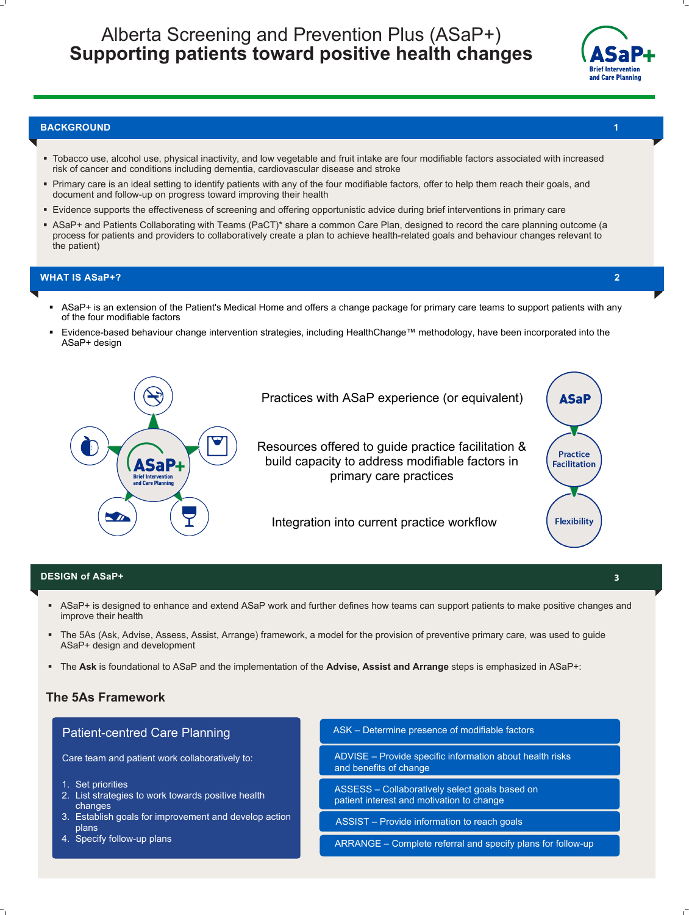# Alberta Screening and Prevention Plus (ASaP+)
# **Supporting patients toward positive health changes**

ASaP+ Brief Intervention and Care Planning

## BACKGROUND

1

- Tobacco use, alcohol use, physical inactivity, and low vegetable and fruit intake are four modifiable factors associated with increased risk of cancer and conditions including dementia, cardiovascular disease and stroke
- Primary care is an ideal setting to identify patients with any of the four modifiable factors, offer to help them reach their goals, and document and follow-up on progress toward improving their health
- Evidence supports the effectiveness of screening and offering opportunistic advice during brief interventions in primary care
- ASaP+ and Patients Collaborating with Teams (PaCT)* share a common Care Plan, designed to record the care planning outcome (a process for patients and providers to collaboratively create a plan to achieve health-related goals and behaviour changes relevant to the patient)

## WHAT IS ASaP+?

2

- ASaP+ is an extension of the Patient's Medical Home and offers a change package for primary care teams to support patients with any of the four modifiable factors
- Evidence-based behaviour change intervention strategies, including HealthChange™ methodology, have been incorporated into the ASaP+ design

ASaP+ Brief Intervention and Care Planning

| | |
|---|---|
| Practices with ASaP experience (or equivalent) | ASaP |
| Resources offered to guide practice facilitation & build capacity to address modifiable factors in primary care practices | Practice Facilitation |
| Integration into current practice workflow | Flexibility |

## DESIGN of ASaP+

3

- ASaP+ is designed to enhance and extend ASaP work and further defines how teams can support patients to make positive changes and improve their health
- The 5As (Ask, Advise, Assess, Assist, Arrange) framework, a model for the provision of preventive primary care, was used to guide ASaP+ design and development
- The **Ask** is foundational to ASaP and the implementation of the **Advise, Assist and Arrange** steps is emphasized in ASaP+:

### The 5As Framework

**Patient-centred Care Planning**

Care team and patient work collaboratively to:

1. Set priorities
2. List strategies to work towards positive health changes
3. Establish goals for improvement and develop action plans
4. Specify follow-up plans

- ASK – Determine presence of modifiable factors
- ADVISE – Provide specific information about health risks and benefits of change
- ASSESS – Collaboratively select goals based on patient interest and motivation to change
- ASSIST – Provide information to reach goals
- ARRANGE – Complete referral and specify plans for follow-up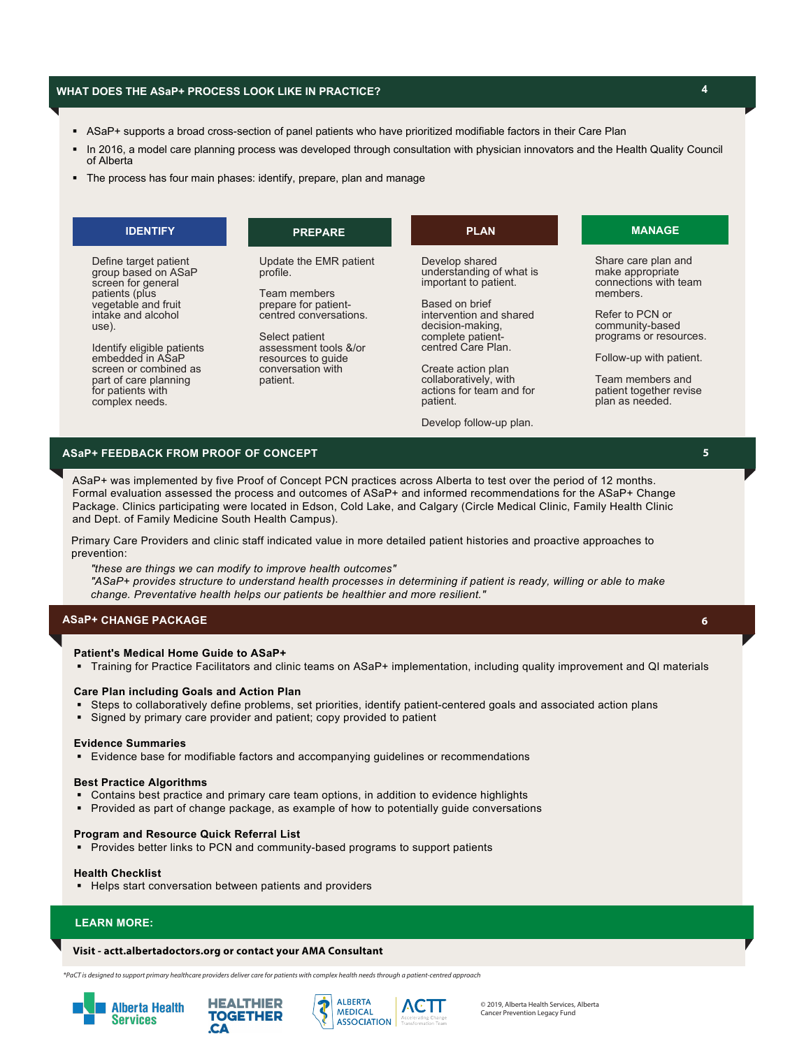## WHAT DOES THE ASaP+ PROCESS LOOK LIKE IN PRACTICE?

- ASaP+ supports a broad cross-section of panel patients who have prioritized modifiable factors in their Care Plan
- In 2016, a model care planning process was developed through consultation with physician innovators and the Health Quality Council of Alberta
- The process has four main phases: identify, prepare, plan and manage

| IDENTIFY | PREPARE | PLAN | MANAGE |
|---|---|---|---|
| Define target patient group based on ASaP screen for general patients (plus vegetable and fruit intake and alcohol use).<br><br>Identify eligible patients embedded in ASaP screen or combined as part of care planning for patients with complex needs. | Update the EMR patient profile.<br><br>Team members prepare for patient-centred conversations.<br><br>Select patient assessment tools &/or resources to guide conversation with patient. | Develop shared understanding of what is important to patient.<br><br>Based on brief intervention and shared decision-making, complete patient-centred Care Plan.<br><br>Create action plan collaboratively, with actions for team and for patient.<br><br>Develop follow-up plan. | Share care plan and make appropriate connections with team members.<br><br>Refer to PCN or community-based programs or resources.<br><br>Follow-up with patient.<br><br>Team members and patient together revise plan as needed. |

## ASaP+ FEEDBACK FROM PROOF OF CONCEPT

ASaP+ was implemented by five Proof of Concept PCN practices across Alberta to test over the period of 12 months. Formal evaluation assessed the process and outcomes of ASaP+ and informed recommendations for the ASaP+ Change Package. Clinics participating were located in Edson, Cold Lake, and Calgary (Circle Medical Clinic, Family Health Clinic and Dept. of Family Medicine South Health Campus).

Primary Care Providers and clinic staff indicated value in more detailed patient histories and proactive approaches to prevention:

*"these are things we can modify to improve health outcomes"*
*"ASaP+ provides structure to understand health processes in determining if patient is ready, willing or able to make change. Preventative health helps our patients be healthier and more resilient."*

## ASaP+ CHANGE PACKAGE

**Patient's Medical Home Guide to ASaP+**
- Training for Practice Facilitators and clinic teams on ASaP+ implementation, including quality improvement and QI materials

**Care Plan including Goals and Action Plan**
- Steps to collaboratively define problems, set priorities, identify patient-centered goals and associated action plans
- Signed by primary care provider and patient; copy provided to patient

**Evidence Summaries**
- Evidence base for modifiable factors and accompanying guidelines or recommendations

**Best Practice Algorithms**
- Contains best practice and primary care team options, in addition to evidence highlights
- Provided as part of change package, as example of how to potentially guide conversations

**Program and Resource Quick Referral List**
- Provides better links to PCN and community-based programs to support patients

**Health Checklist**
- Helps start conversation between patients and providers

## LEARN MORE:

**Visit - actt.albertadoctors.org or contact your AMA Consultant**

*\*PaCT is designed to support primary healthcare providers deliver care for patients with complex health needs through a patient-centred approach*

Alberta Health Services | HEALTHIER TOGETHER .CA | ALBERTA MEDICAL ASSOCIATION | ACTT Accelerating Change Transformation Team

© 2019, Alberta Health Services, Alberta Cancer Prevention Legacy Fund